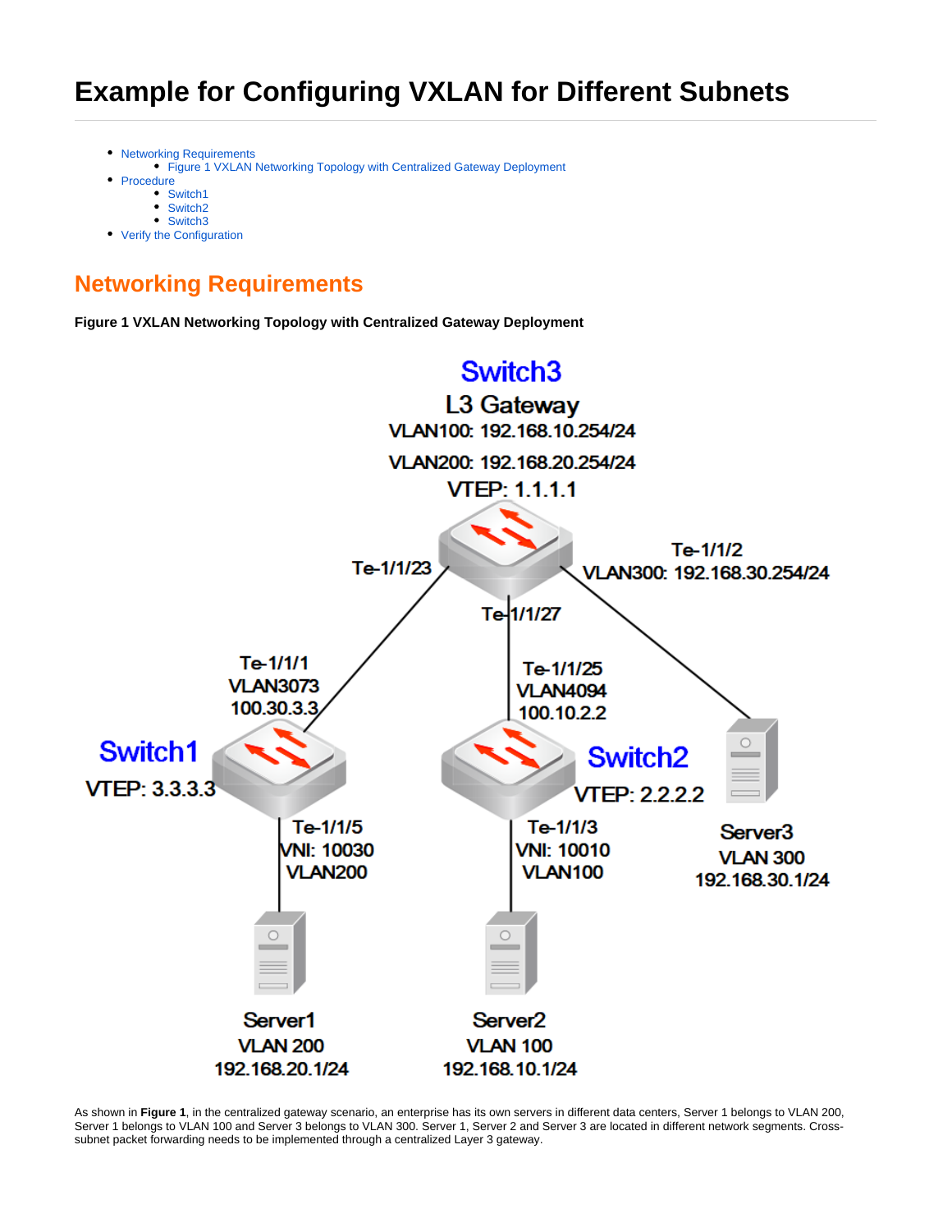# Example for Configuring VXLAN for Different Subnets

- Networking Requirements
  - Figure 1 VXLAN Networking Topology with Centralized Gateway Deployment
- Procedure
  - Switch1
  - Switch2
  - Switch3
- Verify the Configuration

## Networking Requirements

**Figure 1 VXLAN Networking Topology with Centralized Gateway Deployment**

As shown in **Figure 1**, in the centralized gateway scenario, an enterprise has its own servers in different data centers, Server 1 belongs to VLAN 200, Server 1 belongs to VLAN 100 and Server 3 belongs to VLAN 300. Server 1, Server 2 and Server 3 are located in different network segments. Cross-subnet packet forwarding needs to be implemented through a centralized Layer 3 gateway.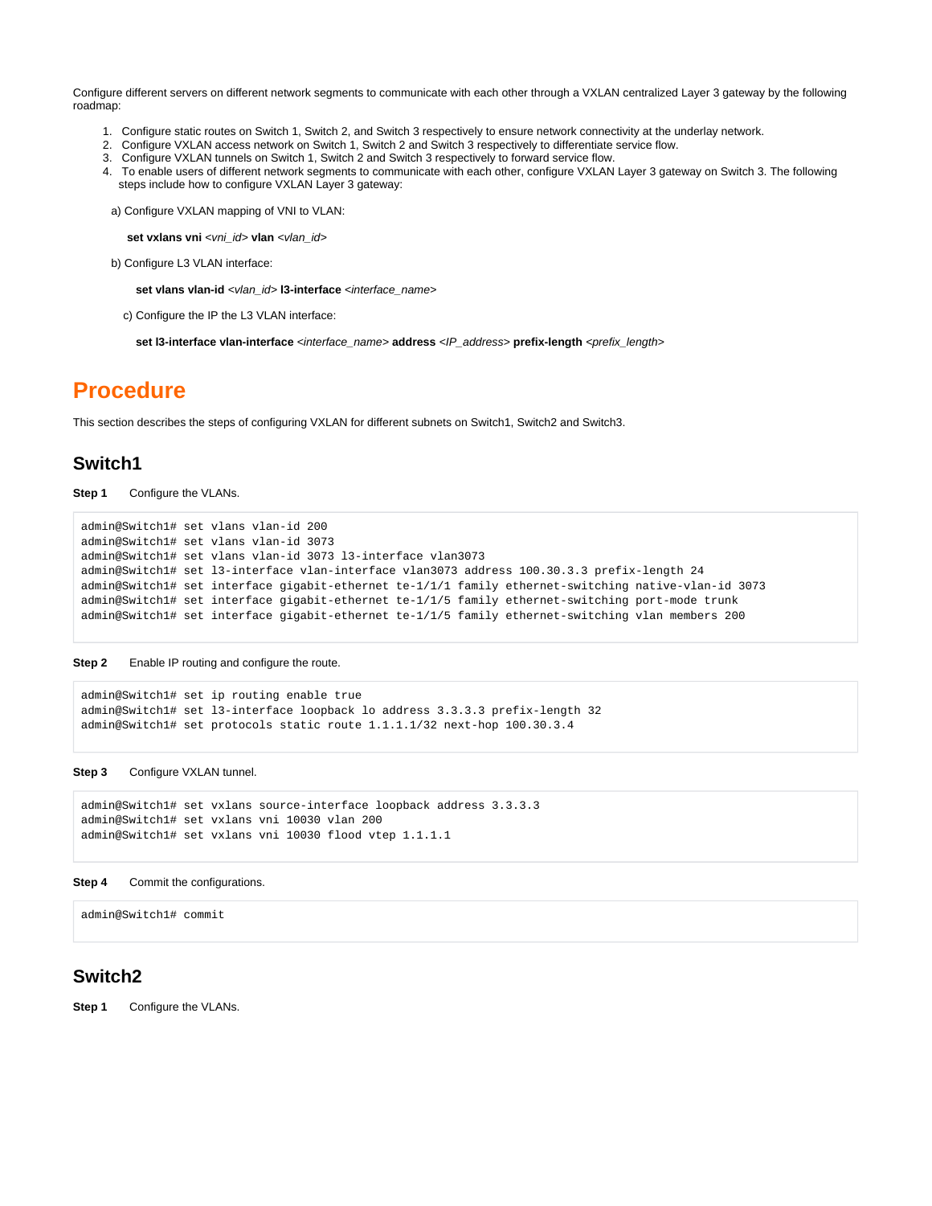Configure different servers on different network segments to communicate with each other through a VXLAN centralized Layer 3 gateway by the following roadmap:

1. Configure static routes on Switch 1, Switch 2, and Switch 3 respectively to ensure network connectivity at the underlay network.
2. Configure VXLAN access network on Switch 1, Switch 2 and Switch 3 respectively to differentiate service flow.
3. Configure VXLAN tunnels on Switch 1, Switch 2 and Switch 3 respectively to forward service flow.
4. To enable users of different network segments to communicate with each other, configure VXLAN Layer 3 gateway on Switch 3. The following steps include how to configure VXLAN Layer 3 gateway:

a) Configure VXLAN mapping of VNI to VLAN:

**set vxlans vni** *<vni_id>* **vlan** *<vlan_id>*

b) Configure L3 VLAN interface:

**set vlans vlan-id** *<vlan_id>* **l3-interface** *<interface_name>*

c) Configure the IP the L3 VLAN interface:

**set l3-interface vlan-interface** *<interface_name>* **address** *<IP_address>* **prefix-length** *<prefix_length>*

# Procedure

This section describes the steps of configuring VXLAN for different subnets on Switch1, Switch2 and Switch3.

## Switch1

**Step 1** Configure the VLANs.

```
admin@Switch1# set vlans vlan-id 200
admin@Switch1# set vlans vlan-id 3073
admin@Switch1# set vlans vlan-id 3073 l3-interface vlan3073
admin@Switch1# set l3-interface vlan-interface vlan3073 address 100.30.3.3 prefix-length 24
admin@Switch1# set interface gigabit-ethernet te-1/1/1 family ethernet-switching native-vlan-id 3073
admin@Switch1# set interface gigabit-ethernet te-1/1/5 family ethernet-switching port-mode trunk
admin@Switch1# set interface gigabit-ethernet te-1/1/5 family ethernet-switching vlan members 200
```

**Step 2** Enable IP routing and configure the route.

```
admin@Switch1# set ip routing enable true
admin@Switch1# set l3-interface loopback lo address 3.3.3.3 prefix-length 32
admin@Switch1# set protocols static route 1.1.1.1/32 next-hop 100.30.3.4
```

**Step 3** Configure VXLAN tunnel.

```
admin@Switch1# set vxlans source-interface loopback address 3.3.3.3
admin@Switch1# set vxlans vni 10030 vlan 200
admin@Switch1# set vxlans vni 10030 flood vtep 1.1.1.1
```

**Step 4** Commit the configurations.

```
admin@Switch1# commit
```

## Switch2

**Step 1** Configure the VLANs.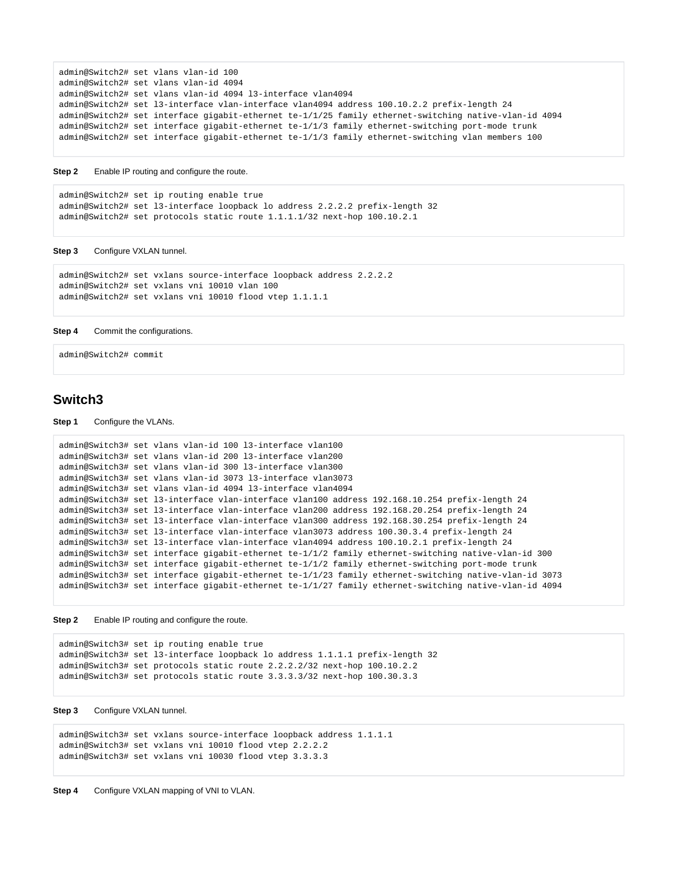```
admin@Switch2# set vlans vlan-id 100
admin@Switch2# set vlans vlan-id 4094
admin@Switch2# set vlans vlan-id 4094 l3-interface vlan4094
admin@Switch2# set l3-interface vlan-interface vlan4094 address 100.10.2.2 prefix-length 24
admin@Switch2# set interface gigabit-ethernet te-1/1/25 family ethernet-switching native-vlan-id 4094
admin@Switch2# set interface gigabit-ethernet te-1/1/3 family ethernet-switching port-mode trunk
admin@Switch2# set interface gigabit-ethernet te-1/1/3 family ethernet-switching vlan members 100
```

**Step 2** Enable IP routing and configure the route.

```
admin@Switch2# set ip routing enable true
admin@Switch2# set l3-interface loopback lo address 2.2.2.2 prefix-length 32
admin@Switch2# set protocols static route 1.1.1.1/32 next-hop 100.10.2.1
```

**Step 3** Configure VXLAN tunnel.

```
admin@Switch2# set vxlans source-interface loopback address 2.2.2.2
admin@Switch2# set vxlans vni 10010 vlan 100
admin@Switch2# set vxlans vni 10010 flood vtep 1.1.1.1
```

**Step 4** Commit the configurations.

```
admin@Switch2# commit
```

## Switch3

**Step 1** Configure the VLANs.

```
admin@Switch3# set vlans vlan-id 100 l3-interface vlan100
admin@Switch3# set vlans vlan-id 200 l3-interface vlan200
admin@Switch3# set vlans vlan-id 300 l3-interface vlan300
admin@Switch3# set vlans vlan-id 3073 l3-interface vlan3073
admin@Switch3# set vlans vlan-id 4094 l3-interface vlan4094
admin@Switch3# set l3-interface vlan-interface vlan100 address 192.168.10.254 prefix-length 24
admin@Switch3# set l3-interface vlan-interface vlan200 address 192.168.20.254 prefix-length 24
admin@Switch3# set l3-interface vlan-interface vlan300 address 192.168.30.254 prefix-length 24
admin@Switch3# set l3-interface vlan-interface vlan3073 address 100.30.3.4 prefix-length 24
admin@Switch3# set l3-interface vlan-interface vlan4094 address 100.10.2.1 prefix-length 24
admin@Switch3# set interface gigabit-ethernet te-1/1/2 family ethernet-switching native-vlan-id 300
admin@Switch3# set interface gigabit-ethernet te-1/1/2 family ethernet-switching port-mode trunk
admin@Switch3# set interface gigabit-ethernet te-1/1/23 family ethernet-switching native-vlan-id 3073
admin@Switch3# set interface gigabit-ethernet te-1/1/27 family ethernet-switching native-vlan-id 4094
```

**Step 2** Enable IP routing and configure the route.

```
admin@Switch3# set ip routing enable true
admin@Switch3# set l3-interface loopback lo address 1.1.1.1 prefix-length 32
admin@Switch3# set protocols static route 2.2.2.2/32 next-hop 100.10.2.2
admin@Switch3# set protocols static route 3.3.3.3/32 next-hop 100.30.3.3
```

**Step 3** Configure VXLAN tunnel.

```
admin@Switch3# set vxlans source-interface loopback address 1.1.1.1
admin@Switch3# set vxlans vni 10010 flood vtep 2.2.2.2
admin@Switch3# set vxlans vni 10030 flood vtep 3.3.3.3
```

**Step 4** Configure VXLAN mapping of VNI to VLAN.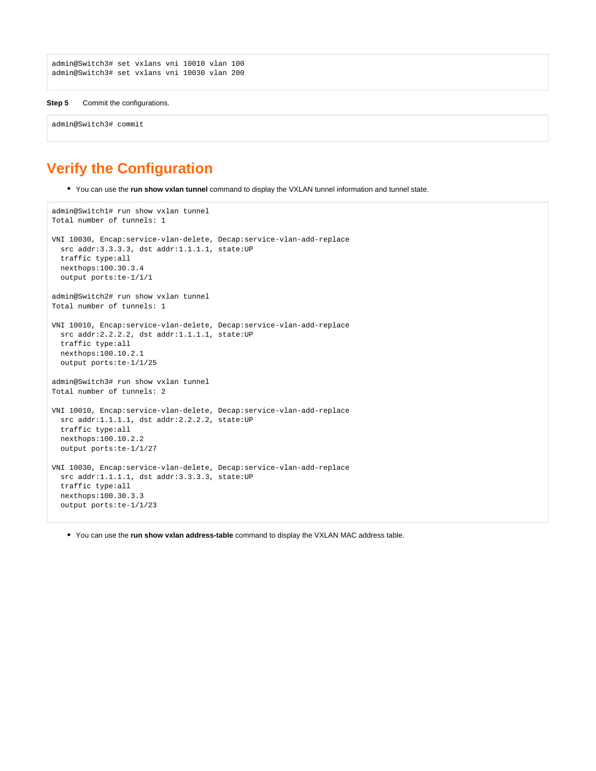```
admin@Switch3# set vxlans vni 10010 vlan 100
admin@Switch3# set vxlans vni 10030 vlan 200
```

**Step 5** Commit the configurations.

```
admin@Switch3# commit
```

## Verify the Configuration

- You can use the **run show vxlan tunnel** command to display the VXLAN tunnel information and tunnel state.

```
admin@Switch1# run show vxlan tunnel
Total number of tunnels: 1

VNI 10030, Encap:service-vlan-delete, Decap:service-vlan-add-replace
  src addr:3.3.3.3, dst addr:1.1.1.1, state:UP
  traffic type:all
  nexthops:100.30.3.4
  output ports:te-1/1/1

admin@Switch2# run show vxlan tunnel
Total number of tunnels: 1

VNI 10010, Encap:service-vlan-delete, Decap:service-vlan-add-replace
  src addr:2.2.2.2, dst addr:1.1.1.1, state:UP
  traffic type:all
  nexthops:100.10.2.1
  output ports:te-1/1/25

admin@Switch3# run show vxlan tunnel
Total number of tunnels: 2

VNI 10010, Encap:service-vlan-delete, Decap:service-vlan-add-replace
  src addr:1.1.1.1, dst addr:2.2.2.2, state:UP
  traffic type:all
  nexthops:100.10.2.2
  output ports:te-1/1/27

VNI 10030, Encap:service-vlan-delete, Decap:service-vlan-add-replace
  src addr:1.1.1.1, dst addr:3.3.3.3, state:UP
  traffic type:all
  nexthops:100.30.3.3
  output ports:te-1/1/23
```

- You can use the **run show vxlan address-table** command to display the VXLAN MAC address table.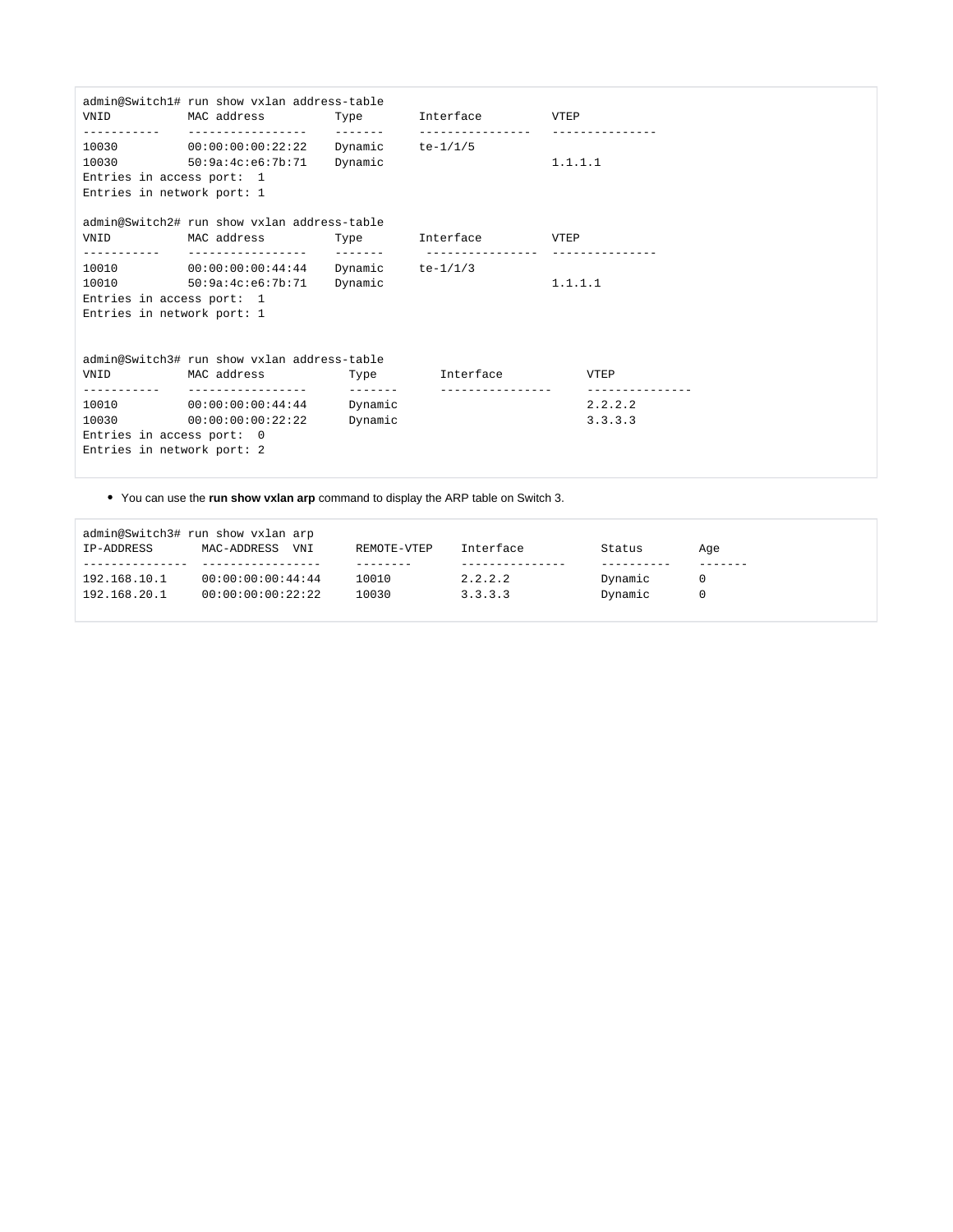```
admin@Switch1# run show vxlan address-table
VNID          MAC address          Type       Interface          VTEP
-----------   -----------------    -------    ----------------   ---------------
10030         00:00:00:00:22:22    Dynamic    te-1/1/5
10030         50:9a:4c:e6:7b:71    Dynamic                       1.1.1.1
Entries in access port:  1
Entries in network port: 1

admin@Switch2# run show vxlan address-table
VNID          MAC address          Type       Interface          VTEP
-----------   -----------------    -------    ----------------   ---------------
10010         00:00:00:00:44:44    Dynamic    te-1/1/3
10010         50:9a:4c:e6:7b:71    Dynamic                       1.1.1.1
Entries in access port:  1
Entries in network port: 1


admin@Switch3# run show vxlan address-table
VNID          MAC address            Type         Interface            VTEP
-----------   -----------------      -------      ----------------     ---------------
10010         00:00:00:00:44:44      Dynamic                           2.2.2.2
10030         00:00:00:00:22:22      Dynamic                           3.3.3.3
Entries in access port:  0
Entries in network port: 2
```

- You can use the **run show vxlan arp** command to display the ARP table on Switch 3.

```
admin@Switch3# run show vxlan arp
IP-ADDRESS        MAC-ADDRESS  VNI      REMOTE-VTEP    Interface          Status        Age
---------------   -----------------     --------       ---------------    ----------    -------
192.168.10.1      00:00:00:00:44:44     10010          2.2.2.2            Dynamic       0
192.168.20.1      00:00:00:00:22:22     10030          3.3.3.3            Dynamic       0
```